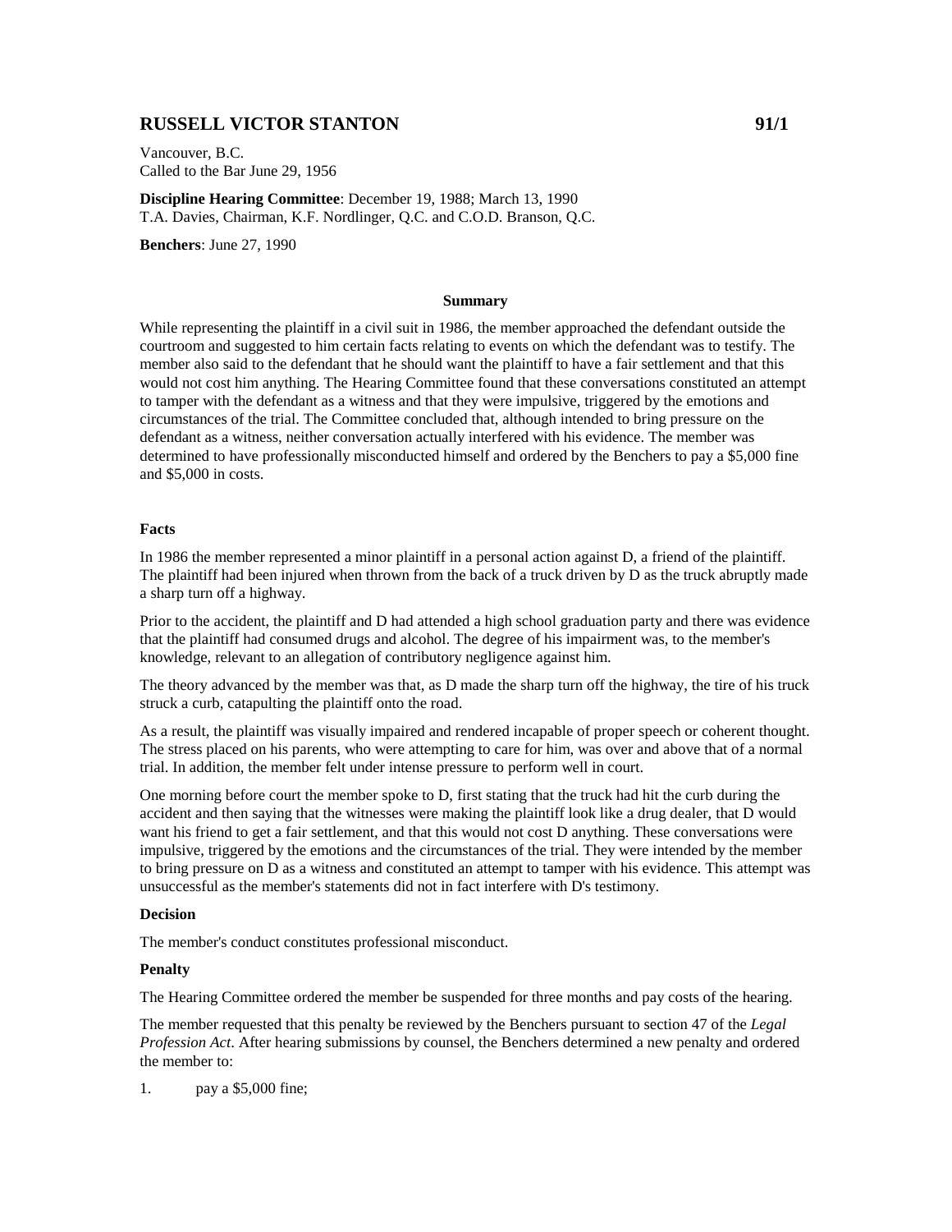# RUSSELL VICTOR STANTON 91/1

Vancouver, B.C.
Called to the Bar June 29, 1956

**Discipline Hearing Committee**: December 19, 1988; March 13, 1990
T.A. Davies, Chairman, K.F. Nordlinger, Q.C. and C.O.D. Branson, Q.C.

**Benchers**: June 27, 1990

## Summary

While representing the plaintiff in a civil suit in 1986, the member approached the defendant outside the courtroom and suggested to him certain facts relating to events on which the defendant was to testify. The member also said to the defendant that he should want the plaintiff to have a fair settlement and that this would not cost him anything. The Hearing Committee found that these conversations constituted an attempt to tamper with the defendant as a witness and that they were impulsive, triggered by the emotions and circumstances of the trial. The Committee concluded that, although intended to bring pressure on the defendant as a witness, neither conversation actually interfered with his evidence. The member was determined to have professionally misconducted himself and ordered by the Benchers to pay a $5,000 fine and $5,000 in costs.

### Facts

In 1986 the member represented a minor plaintiff in a personal action against D, a friend of the plaintiff. The plaintiff had been injured when thrown from the back of a truck driven by D as the truck abruptly made a sharp turn off a highway.

Prior to the accident, the plaintiff and D had attended a high school graduation party and there was evidence that the plaintiff had consumed drugs and alcohol. The degree of his impairment was, to the member's knowledge, relevant to an allegation of contributory negligence against him.

The theory advanced by the member was that, as D made the sharp turn off the highway, the tire of his truck struck a curb, catapulting the plaintiff onto the road.

As a result, the plaintiff was visually impaired and rendered incapable of proper speech or coherent thought. The stress placed on his parents, who were attempting to care for him, was over and above that of a normal trial. In addition, the member felt under intense pressure to perform well in court.

One morning before court the member spoke to D, first stating that the truck had hit the curb during the accident and then saying that the witnesses were making the plaintiff look like a drug dealer, that D would want his friend to get a fair settlement, and that this would not cost D anything. These conversations were impulsive, triggered by the emotions and the circumstances of the trial. They were intended by the member to bring pressure on D as a witness and constituted an attempt to tamper with his evidence. This attempt was unsuccessful as the member's statements did not in fact interfere with D's testimony.

### Decision

The member's conduct constitutes professional misconduct.

### Penalty

The Hearing Committee ordered the member be suspended for three months and pay costs of the hearing.

The member requested that this penalty be reviewed by the Benchers pursuant to section 47 of the *Legal Profession Act*. After hearing submissions by counsel, the Benchers determined a new penalty and ordered the member to:

1. pay a $5,000 fine;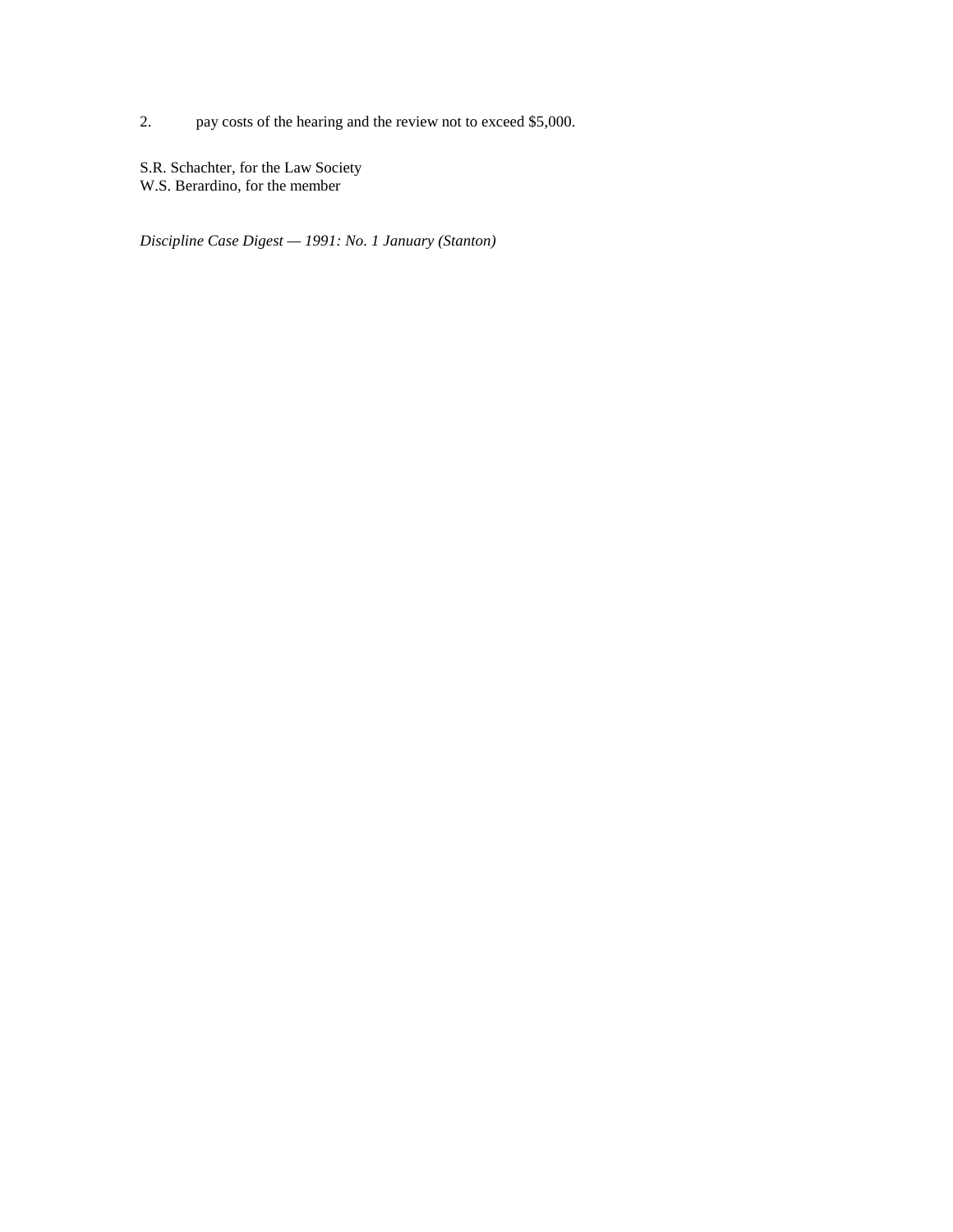2. pay costs of the hearing and the review not to exceed $5,000.

S.R. Schachter, for the Law Society  
W.S. Berardino, for the member

*Discipline Case Digest — 1991: No. 1 January (Stanton)*